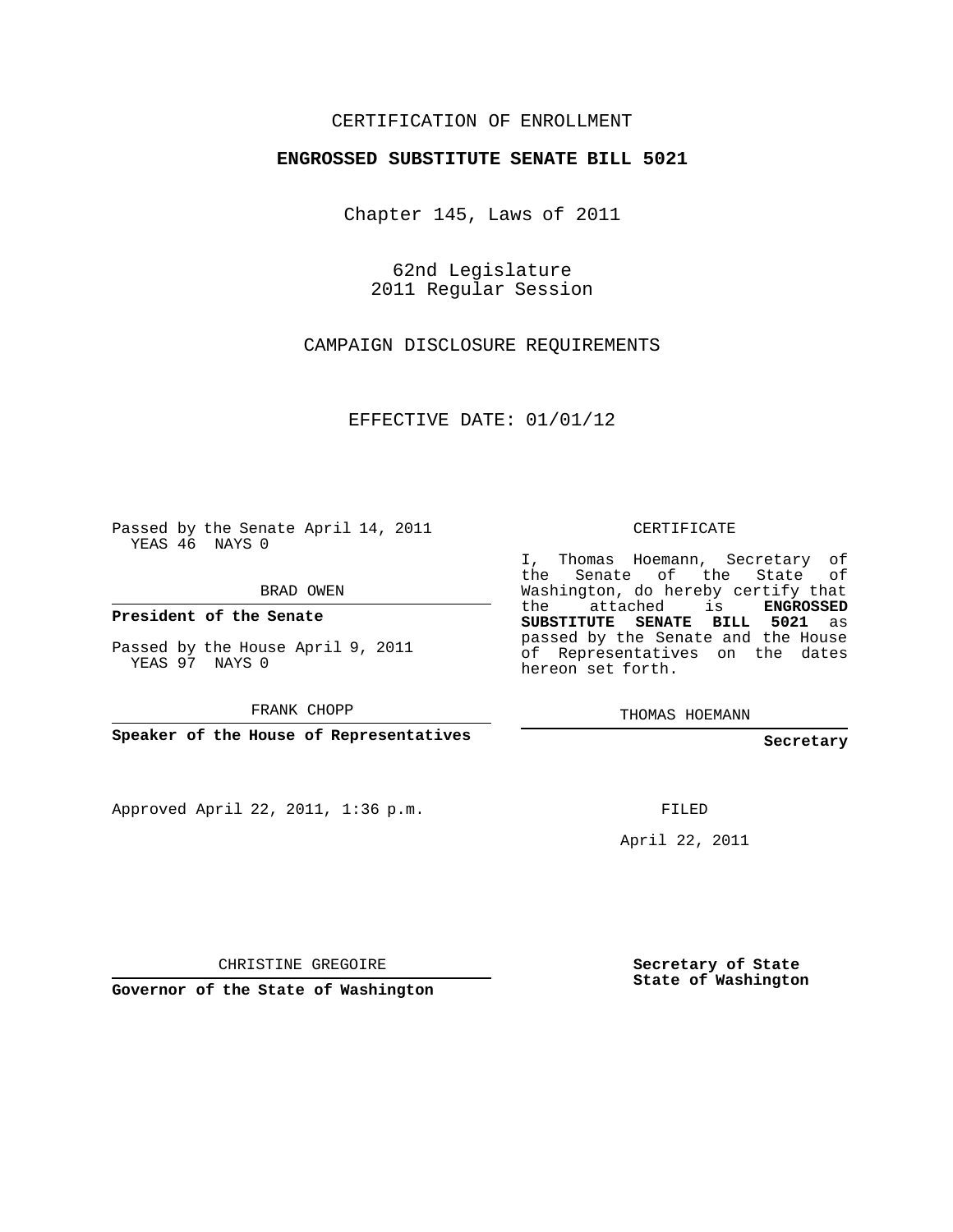CERTIFICATION OF ENROLLMENT

**ENGROSSED SUBSTITUTE SENATE BILL 5021**

Chapter 145, Laws of 2011

62nd Legislature
2011 Regular Session

CAMPAIGN DISCLOSURE REQUIREMENTS

EFFECTIVE DATE: 01/01/12

Passed by the Senate April 14, 2011
YEAS 46 NAYS 0

BRAD OWEN

**President of the Senate**

Passed by the House April 9, 2011
YEAS 97 NAYS 0

FRANK CHOPP

**Speaker of the House of Representatives**

Approved April 22, 2011, 1:36 p.m.

CHRISTINE GREGOIRE

**Governor of the State of Washington**

CERTIFICATE

I, Thomas Hoemann, Secretary of the Senate of the State of Washington, do hereby certify that the attached is **ENGROSSED SUBSTITUTE SENATE BILL 5021** as passed by the Senate and the House of Representatives on the dates hereon set forth.

THOMAS HOEMANN

**Secretary**

FILED

April 22, 2011

**Secretary of State**
**State of Washington**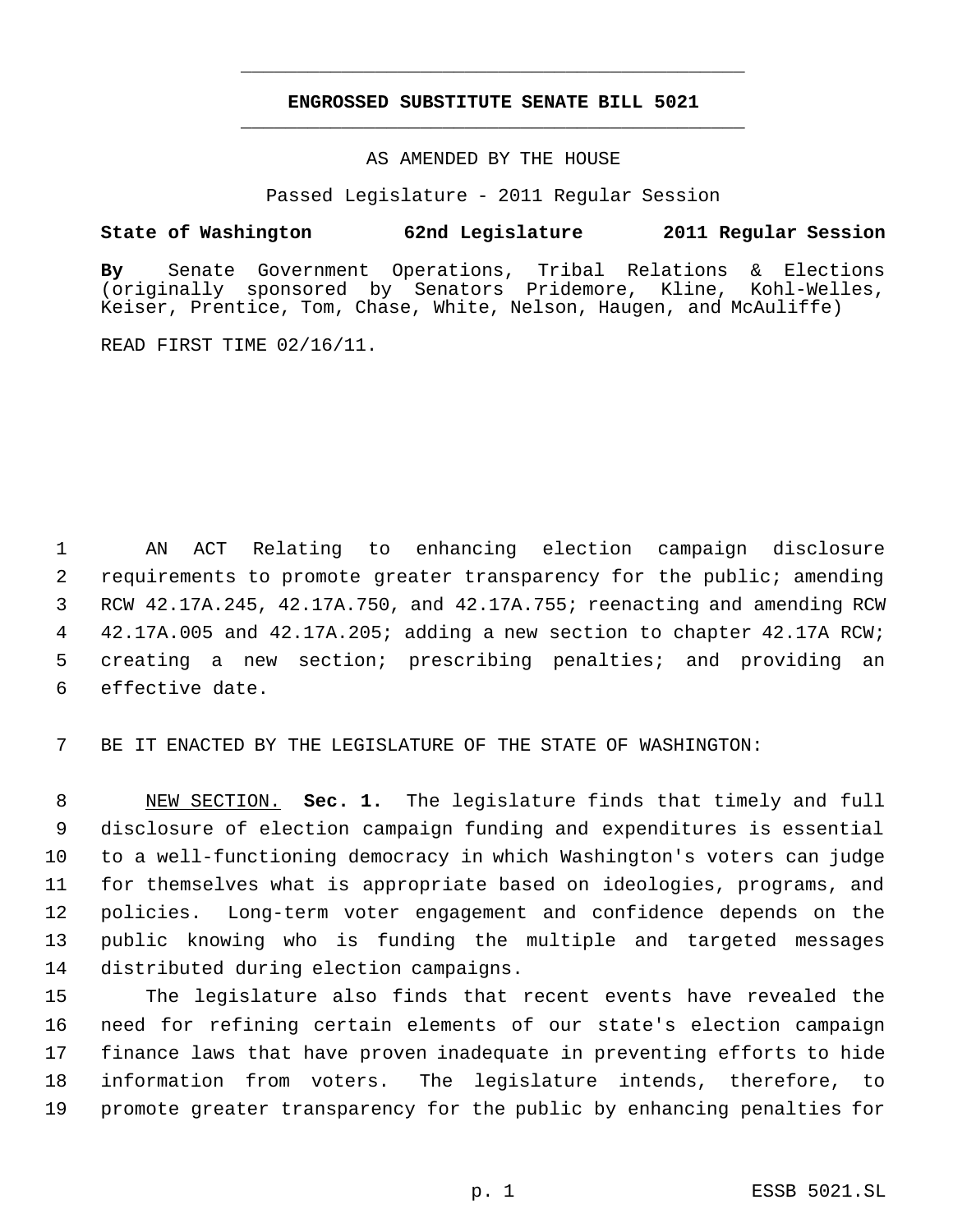**ENGROSSED SUBSTITUTE SENATE BILL 5021**

AS AMENDED BY THE HOUSE

Passed Legislature - 2011 Regular Session

**State of Washington 62nd Legislature 2011 Regular Session**

**By** Senate Government Operations, Tribal Relations & Elections (originally sponsored by Senators Pridemore, Kline, Kohl-Welles, Keiser, Prentice, Tom, Chase, White, Nelson, Haugen, and McAuliffe)

READ FIRST TIME 02/16/11.

AN ACT Relating to enhancing election campaign disclosure requirements to promote greater transparency for the public; amending RCW 42.17A.245, 42.17A.750, and 42.17A.755; reenacting and amending RCW 42.17A.005 and 42.17A.205; adding a new section to chapter 42.17A RCW; creating a new section; prescribing penalties; and providing an effective date.

BE IT ENACTED BY THE LEGISLATURE OF THE STATE OF WASHINGTON:

NEW SECTION. **Sec. 1.** The legislature finds that timely and full disclosure of election campaign funding and expenditures is essential to a well-functioning democracy in which Washington's voters can judge for themselves what is appropriate based on ideologies, programs, and policies. Long-term voter engagement and confidence depends on the public knowing who is funding the multiple and targeted messages distributed during election campaigns.

The legislature also finds that recent events have revealed the need for refining certain elements of our state's election campaign finance laws that have proven inadequate in preventing efforts to hide information from voters. The legislature intends, therefore, to promote greater transparency for the public by enhancing penalties for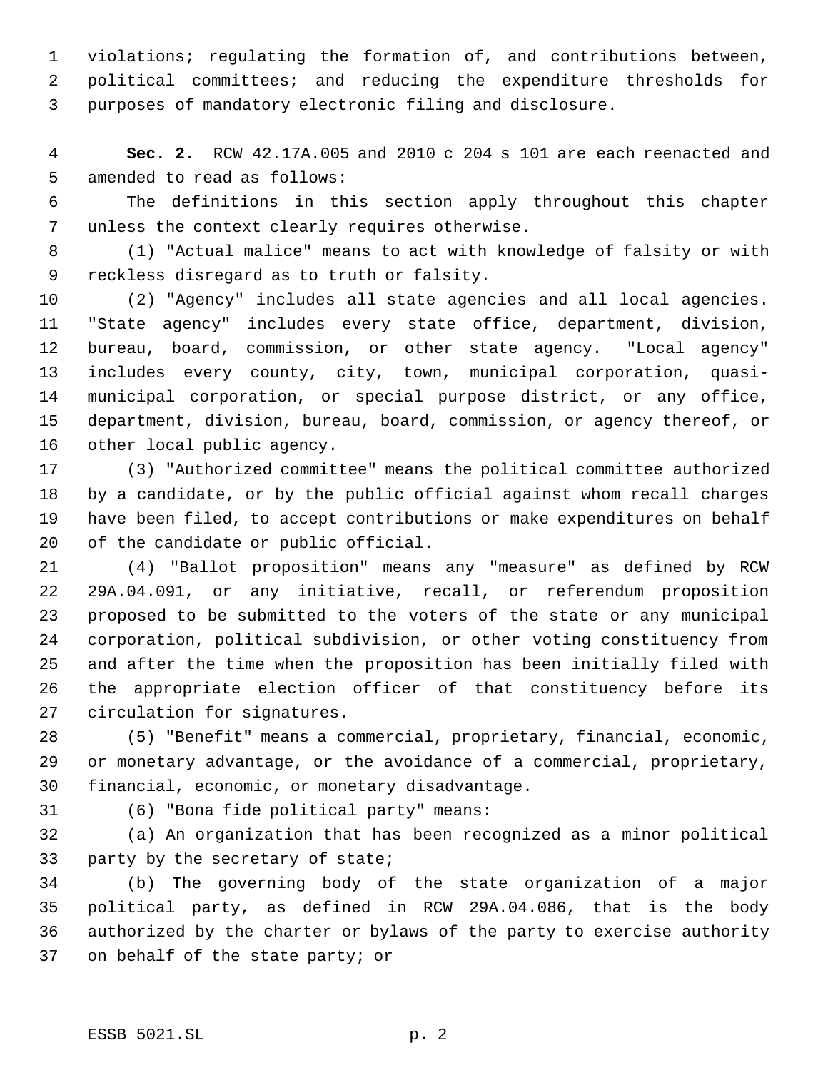violations; regulating the formation of, and contributions between, political committees; and reducing the expenditure thresholds for purposes of mandatory electronic filing and disclosure.

**Sec. 2.** RCW 42.17A.005 and 2010 c 204 s 101 are each reenacted and amended to read as follows:

The definitions in this section apply throughout this chapter unless the context clearly requires otherwise.

(1) "Actual malice" means to act with knowledge of falsity or with reckless disregard as to truth or falsity.

(2) "Agency" includes all state agencies and all local agencies. "State agency" includes every state office, department, division, bureau, board, commission, or other state agency. "Local agency" includes every county, city, town, municipal corporation, quasi-municipal corporation, or special purpose district, or any office, department, division, bureau, board, commission, or agency thereof, or other local public agency.

(3) "Authorized committee" means the political committee authorized by a candidate, or by the public official against whom recall charges have been filed, to accept contributions or make expenditures on behalf of the candidate or public official.

(4) "Ballot proposition" means any "measure" as defined by RCW 29A.04.091, or any initiative, recall, or referendum proposition proposed to be submitted to the voters of the state or any municipal corporation, political subdivision, or other voting constituency from and after the time when the proposition has been initially filed with the appropriate election officer of that constituency before its circulation for signatures.

(5) "Benefit" means a commercial, proprietary, financial, economic, or monetary advantage, or the avoidance of a commercial, proprietary, financial, economic, or monetary disadvantage.

(6) "Bona fide political party" means:

(a) An organization that has been recognized as a minor political party by the secretary of state;

(b) The governing body of the state organization of a major political party, as defined in RCW 29A.04.086, that is the body authorized by the charter or bylaws of the party to exercise authority on behalf of the state party; or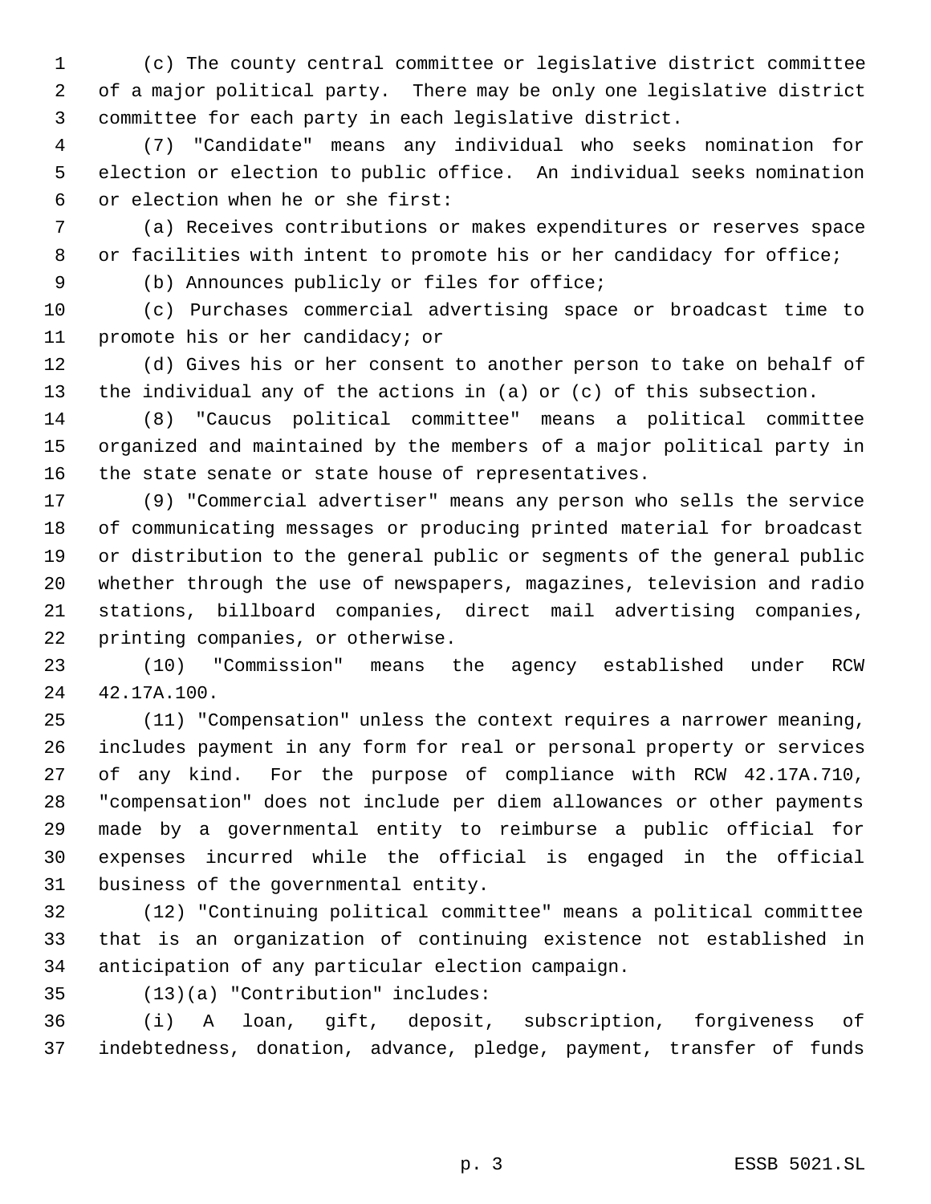(c) The county central committee or legislative district committee of a major political party. There may be only one legislative district committee for each party in each legislative district.

(7) "Candidate" means any individual who seeks nomination for election or election to public office. An individual seeks nomination or election when he or she first:

(a) Receives contributions or makes expenditures or reserves space or facilities with intent to promote his or her candidacy for office;

(b) Announces publicly or files for office;

(c) Purchases commercial advertising space or broadcast time to promote his or her candidacy; or

(d) Gives his or her consent to another person to take on behalf of the individual any of the actions in (a) or (c) of this subsection.

(8) "Caucus political committee" means a political committee organized and maintained by the members of a major political party in the state senate or state house of representatives.

(9) "Commercial advertiser" means any person who sells the service of communicating messages or producing printed material for broadcast or distribution to the general public or segments of the general public whether through the use of newspapers, magazines, television and radio stations, billboard companies, direct mail advertising companies, printing companies, or otherwise.

(10) "Commission" means the agency established under RCW 42.17A.100.

(11) "Compensation" unless the context requires a narrower meaning, includes payment in any form for real or personal property or services of any kind. For the purpose of compliance with RCW 42.17A.710, "compensation" does not include per diem allowances or other payments made by a governmental entity to reimburse a public official for expenses incurred while the official is engaged in the official business of the governmental entity.

(12) "Continuing political committee" means a political committee that is an organization of continuing existence not established in anticipation of any particular election campaign.

(13)(a) "Contribution" includes:

(i) A loan, gift, deposit, subscription, forgiveness of indebtedness, donation, advance, pledge, payment, transfer of funds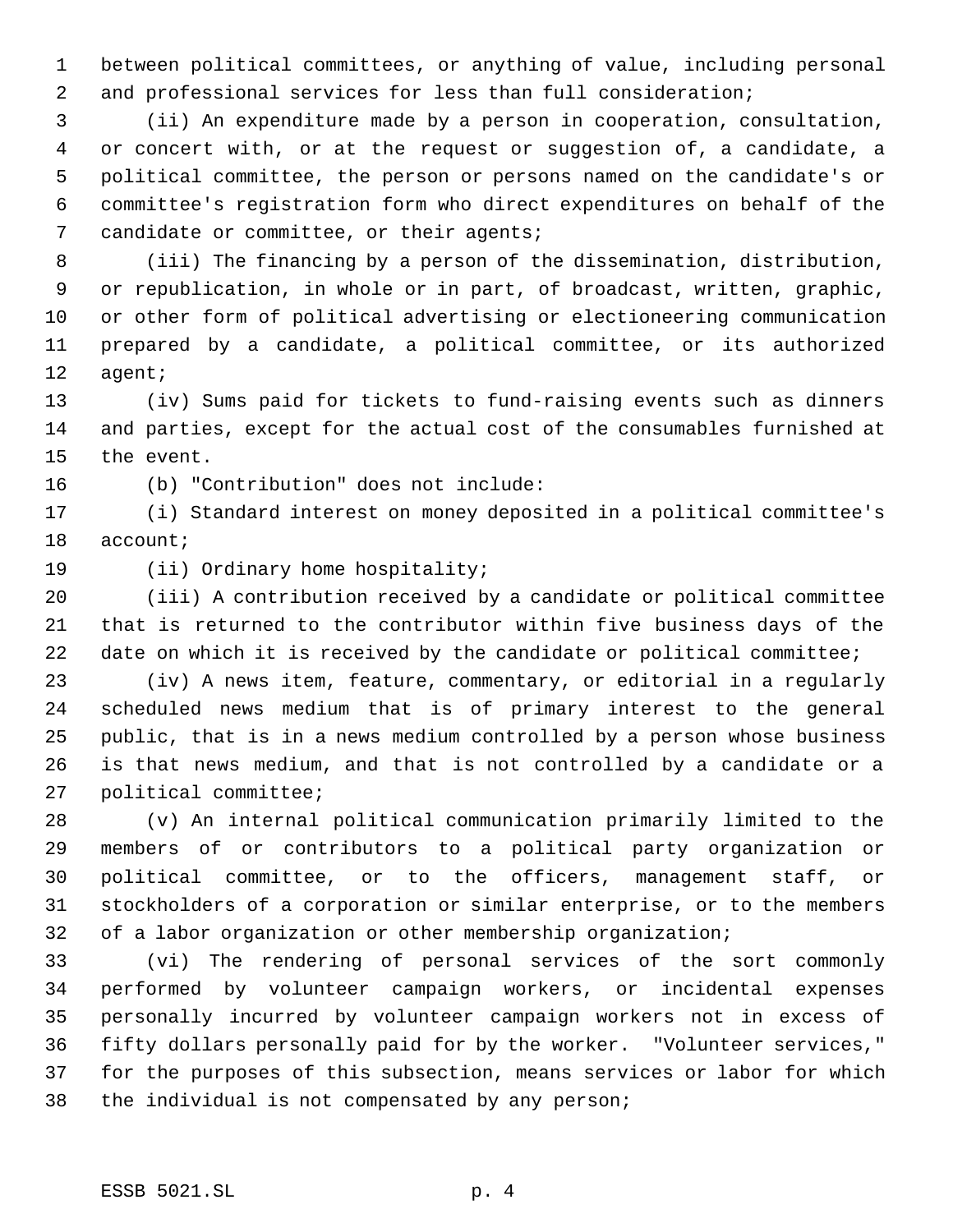between political committees, or anything of value, including personal and professional services for less than full consideration;

(ii) An expenditure made by a person in cooperation, consultation, or concert with, or at the request or suggestion of, a candidate, a political committee, the person or persons named on the candidate's or committee's registration form who direct expenditures on behalf of the candidate or committee, or their agents;

(iii) The financing by a person of the dissemination, distribution, or republication, in whole or in part, of broadcast, written, graphic, or other form of political advertising or electioneering communication prepared by a candidate, a political committee, or its authorized agent;

(iv) Sums paid for tickets to fund-raising events such as dinners and parties, except for the actual cost of the consumables furnished at the event.

(b) "Contribution" does not include:

(i) Standard interest on money deposited in a political committee's account;

(ii) Ordinary home hospitality;

(iii) A contribution received by a candidate or political committee that is returned to the contributor within five business days of the date on which it is received by the candidate or political committee;

(iv) A news item, feature, commentary, or editorial in a regularly scheduled news medium that is of primary interest to the general public, that is in a news medium controlled by a person whose business is that news medium, and that is not controlled by a candidate or a political committee;

(v) An internal political communication primarily limited to the members of or contributors to a political party organization or political committee, or to the officers, management staff, or stockholders of a corporation or similar enterprise, or to the members of a labor organization or other membership organization;

(vi) The rendering of personal services of the sort commonly performed by volunteer campaign workers, or incidental expenses personally incurred by volunteer campaign workers not in excess of fifty dollars personally paid for by the worker. "Volunteer services," for the purposes of this subsection, means services or labor for which the individual is not compensated by any person;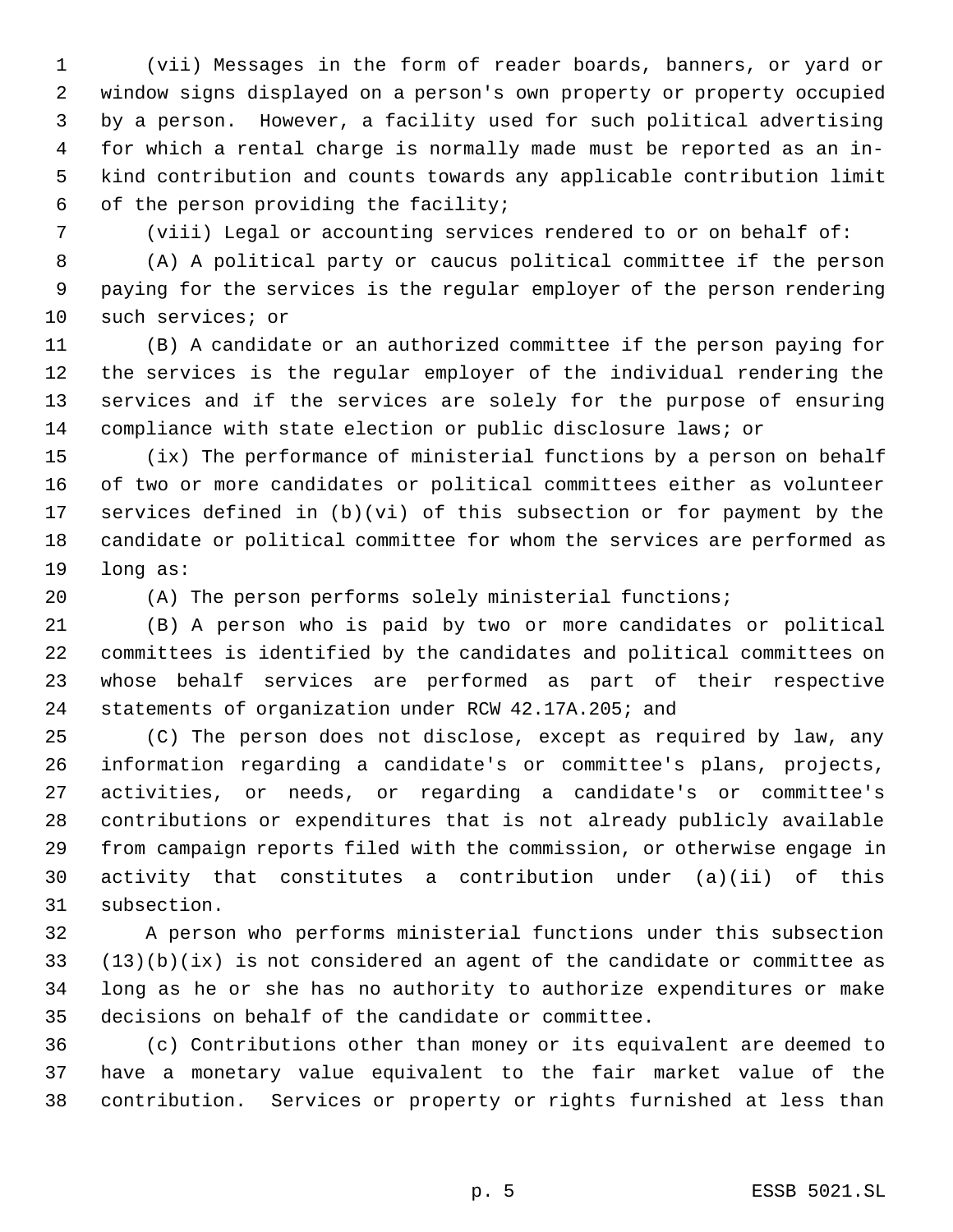(vii) Messages in the form of reader boards, banners, or yard or window signs displayed on a person's own property or property occupied by a person. However, a facility used for such political advertising for which a rental charge is normally made must be reported as an in-kind contribution and counts towards any applicable contribution limit of the person providing the facility;

(viii) Legal or accounting services rendered to or on behalf of:

(A) A political party or caucus political committee if the person paying for the services is the regular employer of the person rendering such services; or

(B) A candidate or an authorized committee if the person paying for the services is the regular employer of the individual rendering the services and if the services are solely for the purpose of ensuring compliance with state election or public disclosure laws; or

(ix) The performance of ministerial functions by a person on behalf of two or more candidates or political committees either as volunteer services defined in (b)(vi) of this subsection or for payment by the candidate or political committee for whom the services are performed as long as:

(A) The person performs solely ministerial functions;

(B) A person who is paid by two or more candidates or political committees is identified by the candidates and political committees on whose behalf services are performed as part of their respective statements of organization under RCW 42.17A.205; and

(C) The person does not disclose, except as required by law, any information regarding a candidate's or committee's plans, projects, activities, or needs, or regarding a candidate's or committee's contributions or expenditures that is not already publicly available from campaign reports filed with the commission, or otherwise engage in activity that constitutes a contribution under (a)(ii) of this subsection.

A person who performs ministerial functions under this subsection (13)(b)(ix) is not considered an agent of the candidate or committee as long as he or she has no authority to authorize expenditures or make decisions on behalf of the candidate or committee.

(c) Contributions other than money or its equivalent are deemed to have a monetary value equivalent to the fair market value of the contribution. Services or property or rights furnished at less than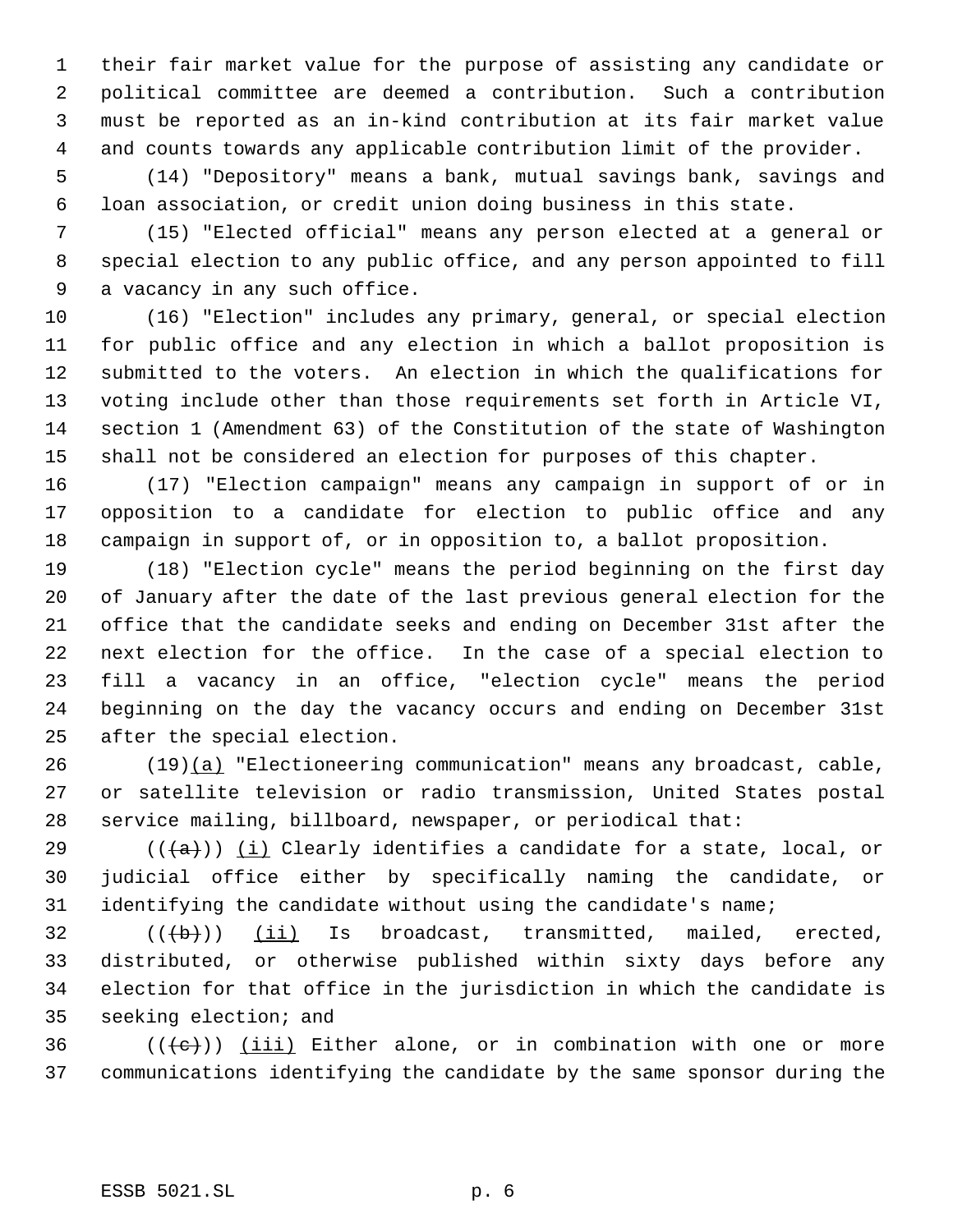their fair market value for the purpose of assisting any candidate or political committee are deemed a contribution. Such a contribution must be reported as an in-kind contribution at its fair market value and counts towards any applicable contribution limit of the provider.

(14) "Depository" means a bank, mutual savings bank, savings and loan association, or credit union doing business in this state.

(15) "Elected official" means any person elected at a general or special election to any public office, and any person appointed to fill a vacancy in any such office.

(16) "Election" includes any primary, general, or special election for public office and any election in which a ballot proposition is submitted to the voters. An election in which the qualifications for voting include other than those requirements set forth in Article VI, section 1 (Amendment 63) of the Constitution of the state of Washington shall not be considered an election for purposes of this chapter.

(17) "Election campaign" means any campaign in support of or in opposition to a candidate for election to public office and any campaign in support of, or in opposition to, a ballot proposition.

(18) "Election cycle" means the period beginning on the first day of January after the date of the last previous general election for the office that the candidate seeks and ending on December 31st after the next election for the office. In the case of a special election to fill a vacancy in an office, "election cycle" means the period beginning on the day the vacancy occurs and ending on December 31st after the special election.

(19)(a) "Electioneering communication" means any broadcast, cable, or satellite television or radio transmission, United States postal service mailing, billboard, newspaper, or periodical that:

(((a))) (i) Clearly identifies a candidate for a state, local, or judicial office either by specifically naming the candidate, or identifying the candidate without using the candidate's name;

(((b))) (ii) Is broadcast, transmitted, mailed, erected, distributed, or otherwise published within sixty days before any election for that office in the jurisdiction in which the candidate is seeking election; and

(((c))) (iii) Either alone, or in combination with one or more communications identifying the candidate by the same sponsor during the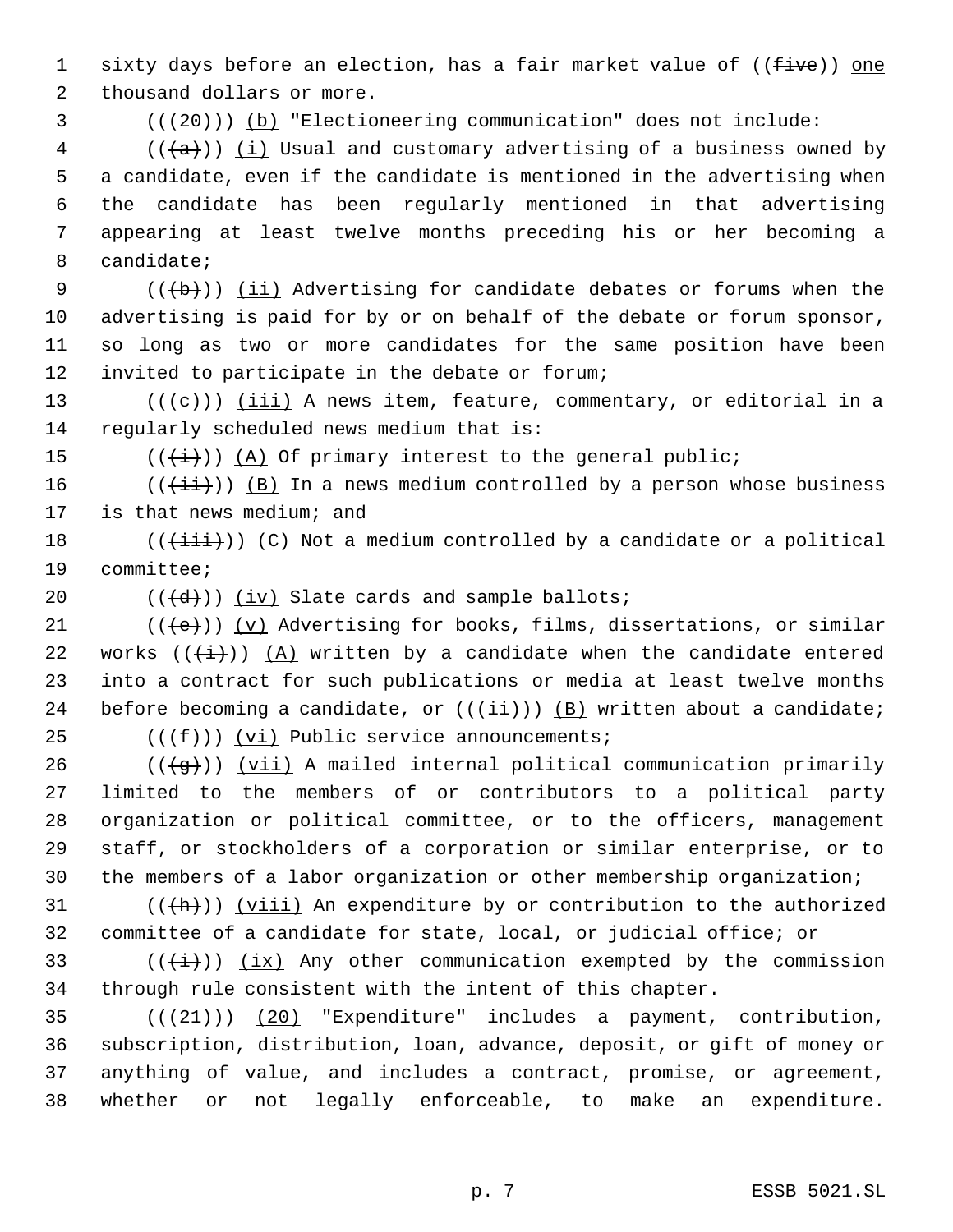sixty days before an election, has a fair market value of ((~~five~~)) <u>one</u> thousand dollars or more.

((~~(20)~~)) <u>(b)</u> "Electioneering communication" does not include:

((~~(a)~~)) <u>(i)</u> Usual and customary advertising of a business owned by a candidate, even if the candidate is mentioned in the advertising when the candidate has been regularly mentioned in that advertising appearing at least twelve months preceding his or her becoming a candidate;

((~~(b)~~)) <u>(ii)</u> Advertising for candidate debates or forums when the advertising is paid for by or on behalf of the debate or forum sponsor, so long as two or more candidates for the same position have been invited to participate in the debate or forum;

((~~(c)~~)) <u>(iii)</u> A news item, feature, commentary, or editorial in a regularly scheduled news medium that is:

((~~(i)~~)) <u>(A)</u> Of primary interest to the general public;

((~~(ii)~~)) <u>(B)</u> In a news medium controlled by a person whose business is that news medium; and

((~~(iii)~~)) <u>(C)</u> Not a medium controlled by a candidate or a political committee;

((~~(d)~~)) <u>(iv)</u> Slate cards and sample ballots;

((~~(e)~~)) <u>(v)</u> Advertising for books, films, dissertations, or similar works ((~~(i)~~)) <u>(A)</u> written by a candidate when the candidate entered into a contract for such publications or media at least twelve months before becoming a candidate, or ((~~(ii)~~)) <u>(B)</u> written about a candidate;

((~~(f)~~)) <u>(vi)</u> Public service announcements;

((~~(g)~~)) <u>(vii)</u> A mailed internal political communication primarily limited to the members of or contributors to a political party organization or political committee, or to the officers, management staff, or stockholders of a corporation or similar enterprise, or to the members of a labor organization or other membership organization;

((~~(h)~~)) <u>(viii)</u> An expenditure by or contribution to the authorized committee of a candidate for state, local, or judicial office; or

((~~(i)~~)) <u>(ix)</u> Any other communication exempted by the commission through rule consistent with the intent of this chapter.

((~~(21)~~)) <u>(20)</u> "Expenditure" includes a payment, contribution, subscription, distribution, loan, advance, deposit, or gift of money or anything of value, and includes a contract, promise, or agreement, whether or not legally enforceable, to make an expenditure.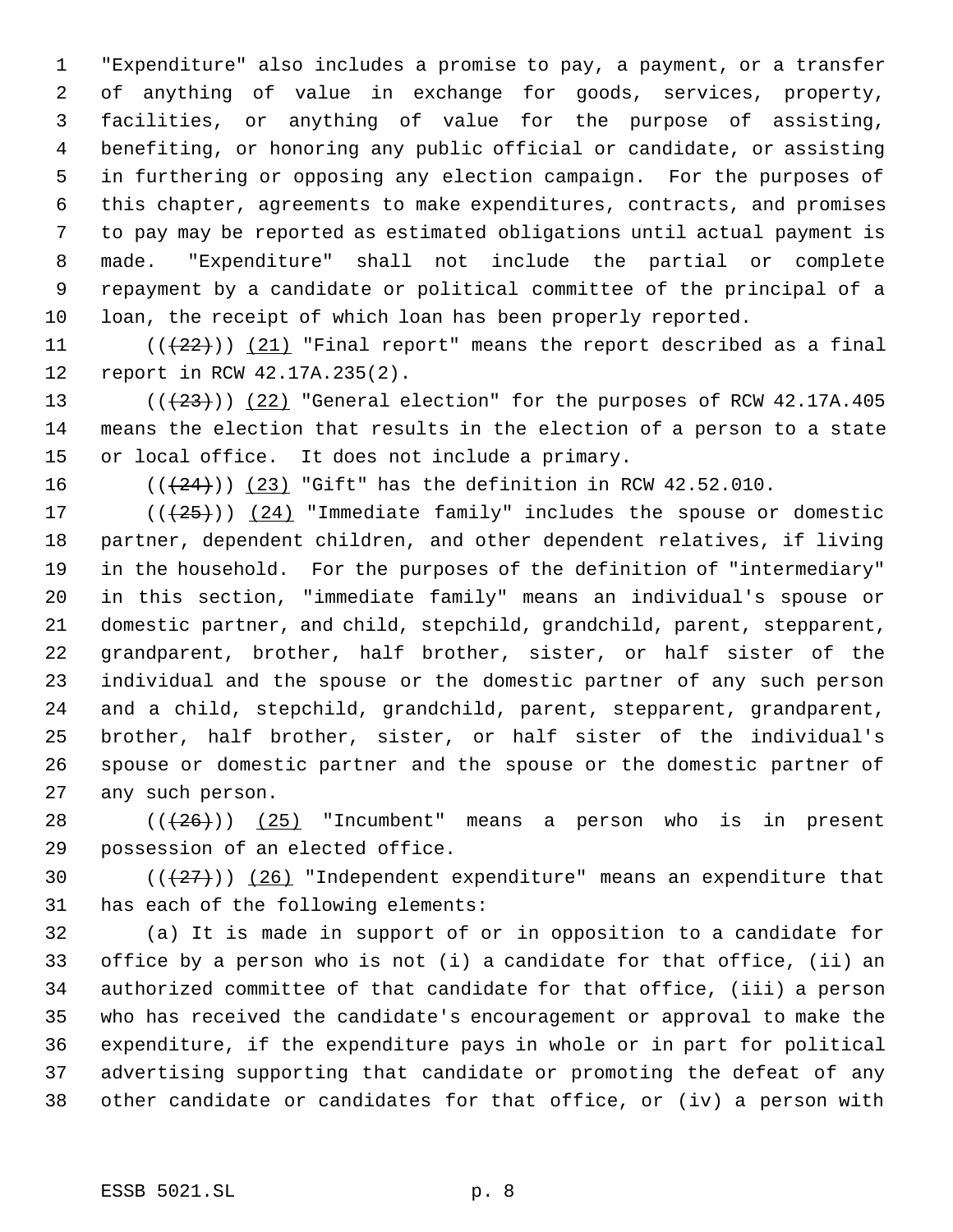"Expenditure" also includes a promise to pay, a payment, or a transfer of anything of value in exchange for goods, services, property, facilities, or anything of value for the purpose of assisting, benefiting, or honoring any public official or candidate, or assisting in furthering or opposing any election campaign. For the purposes of this chapter, agreements to make expenditures, contracts, and promises to pay may be reported as estimated obligations until actual payment is made. "Expenditure" shall not include the partial or complete repayment by a candidate or political committee of the principal of a loan, the receipt of which loan has been properly reported.

((~~(22)~~)) (21) "Final report" means the report described as a final report in RCW 42.17A.235(2).

((~~(23)~~)) (22) "General election" for the purposes of RCW 42.17A.405 means the election that results in the election of a person to a state or local office. It does not include a primary.

((~~(24)~~)) (23) "Gift" has the definition in RCW 42.52.010.

((~~(25)~~)) (24) "Immediate family" includes the spouse or domestic partner, dependent children, and other dependent relatives, if living in the household. For the purposes of the definition of "intermediary" in this section, "immediate family" means an individual's spouse or domestic partner, and child, stepchild, grandchild, parent, stepparent, grandparent, brother, half brother, sister, or half sister of the individual and the spouse or the domestic partner of any such person and a child, stepchild, grandchild, parent, stepparent, grandparent, brother, half brother, sister, or half sister of the individual's spouse or domestic partner and the spouse or the domestic partner of any such person.

((~~(26)~~)) (25) "Incumbent" means a person who is in present possession of an elected office.

((~~(27)~~)) (26) "Independent expenditure" means an expenditure that has each of the following elements:

(a) It is made in support of or in opposition to a candidate for office by a person who is not (i) a candidate for that office, (ii) an authorized committee of that candidate for that office, (iii) a person who has received the candidate's encouragement or approval to make the expenditure, if the expenditure pays in whole or in part for political advertising supporting that candidate or promoting the defeat of any other candidate or candidates for that office, or (iv) a person with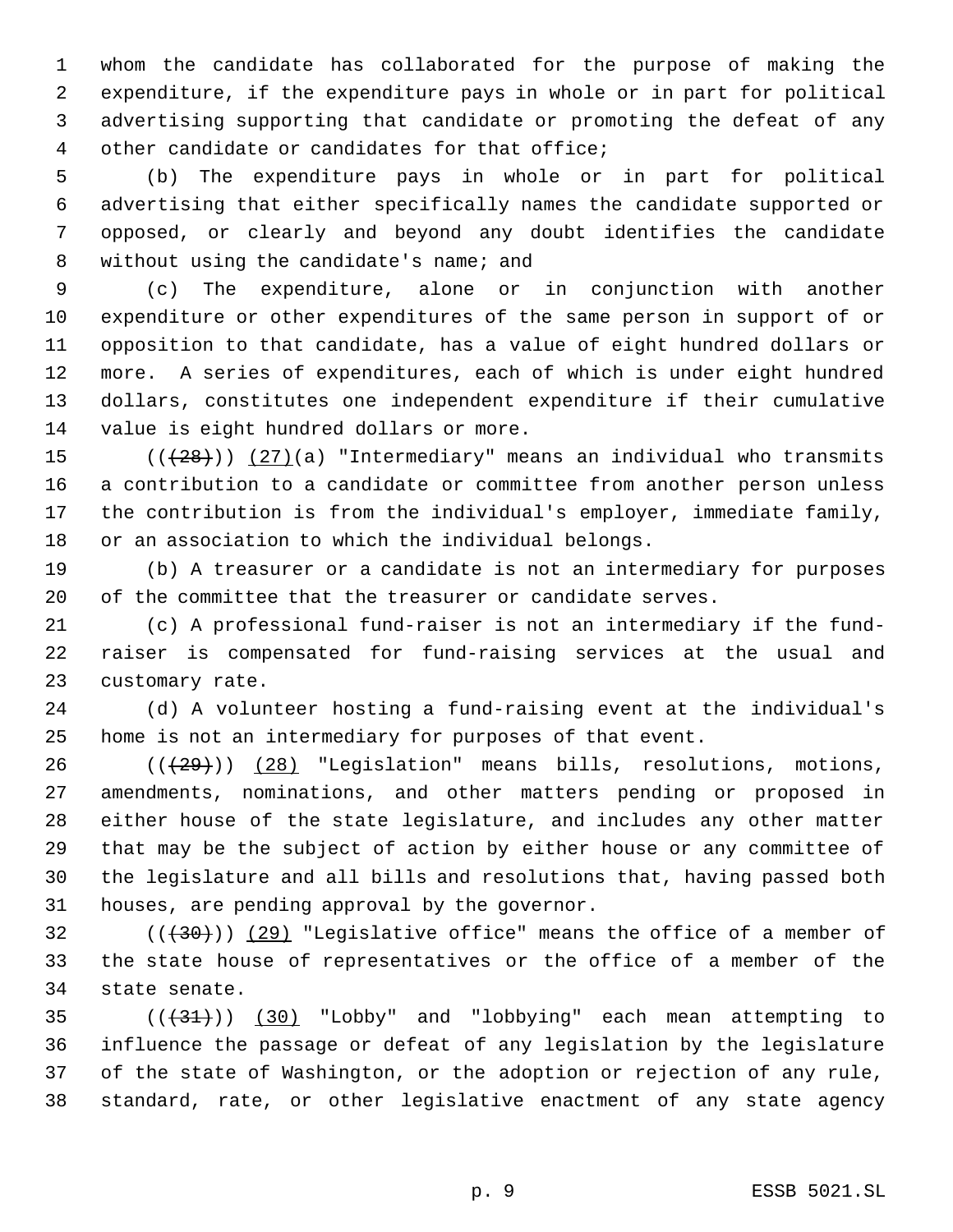whom the candidate has collaborated for the purpose of making the expenditure, if the expenditure pays in whole or in part for political advertising supporting that candidate or promoting the defeat of any other candidate or candidates for that office;

(b) The expenditure pays in whole or in part for political advertising that either specifically names the candidate supported or opposed, or clearly and beyond any doubt identifies the candidate without using the candidate's name; and

(c) The expenditure, alone or in conjunction with another expenditure or other expenditures of the same person in support of or opposition to that candidate, has a value of eight hundred dollars or more. A series of expenditures, each of which is under eight hundred dollars, constitutes one independent expenditure if their cumulative value is eight hundred dollars or more.

(( ~~(28)~~ )) <u>(27)</u>(a) "Intermediary" means an individual who transmits a contribution to a candidate or committee from another person unless the contribution is from the individual's employer, immediate family, or an association to which the individual belongs.

(b) A treasurer or a candidate is not an intermediary for purposes of the committee that the treasurer or candidate serves.

(c) A professional fund-raiser is not an intermediary if the fund-raiser is compensated for fund-raising services at the usual and customary rate.

(d) A volunteer hosting a fund-raising event at the individual's home is not an intermediary for purposes of that event.

(( ~~(29)~~ )) <u>(28)</u> "Legislation" means bills, resolutions, motions, amendments, nominations, and other matters pending or proposed in either house of the state legislature, and includes any other matter that may be the subject of action by either house or any committee of the legislature and all bills and resolutions that, having passed both houses, are pending approval by the governor.

(( ~~(30)~~ )) <u>(29)</u> "Legislative office" means the office of a member of the state house of representatives or the office of a member of the state senate.

(( ~~(31)~~ )) <u>(30)</u> "Lobby" and "lobbying" each mean attempting to influence the passage or defeat of any legislation by the legislature of the state of Washington, or the adoption or rejection of any rule, standard, rate, or other legislative enactment of any state agency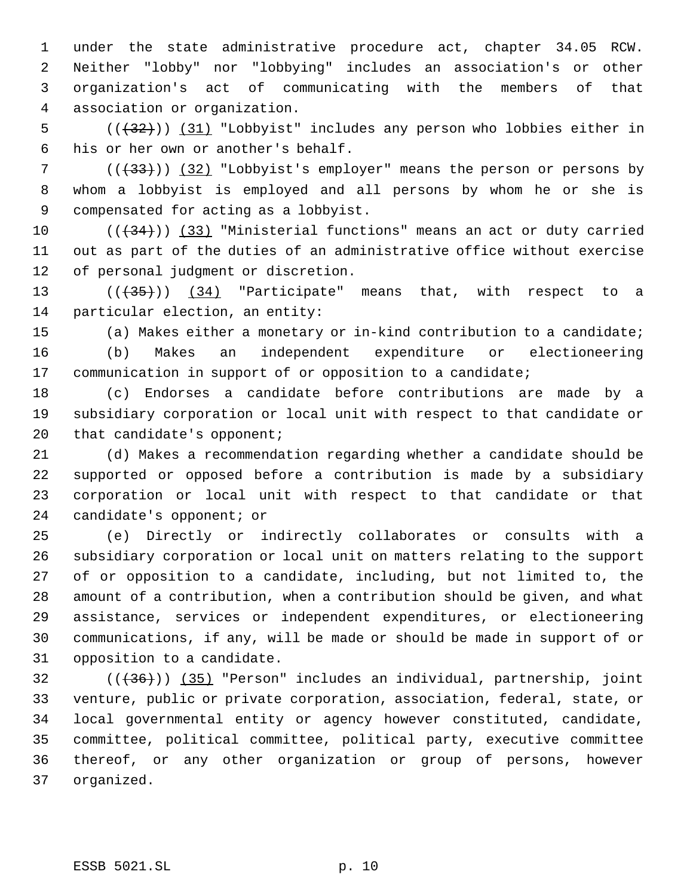under the state administrative procedure act, chapter 34.05 RCW. Neither "lobby" nor "lobbying" includes an association's or other organization's act of communicating with the members of that association or organization.

(((32))) (31) "Lobbyist" includes any person who lobbies either in his or her own or another's behalf.

(((33))) (32) "Lobbyist's employer" means the person or persons by whom a lobbyist is employed and all persons by whom he or she is compensated for acting as a lobbyist.

(((34))) (33) "Ministerial functions" means an act or duty carried out as part of the duties of an administrative office without exercise of personal judgment or discretion.

(((35))) (34) "Participate" means that, with respect to a particular election, an entity:

(a) Makes either a monetary or in-kind contribution to a candidate;

(b) Makes an independent expenditure or electioneering communication in support of or opposition to a candidate;

(c) Endorses a candidate before contributions are made by a subsidiary corporation or local unit with respect to that candidate or that candidate's opponent;

(d) Makes a recommendation regarding whether a candidate should be supported or opposed before a contribution is made by a subsidiary corporation or local unit with respect to that candidate or that candidate's opponent; or

(e) Directly or indirectly collaborates or consults with a subsidiary corporation or local unit on matters relating to the support of or opposition to a candidate, including, but not limited to, the amount of a contribution, when a contribution should be given, and what assistance, services or independent expenditures, or electioneering communications, if any, will be made or should be made in support of or opposition to a candidate.

(((36))) (35) "Person" includes an individual, partnership, joint venture, public or private corporation, association, federal, state, or local governmental entity or agency however constituted, candidate, committee, political committee, political party, executive committee thereof, or any other organization or group of persons, however organized.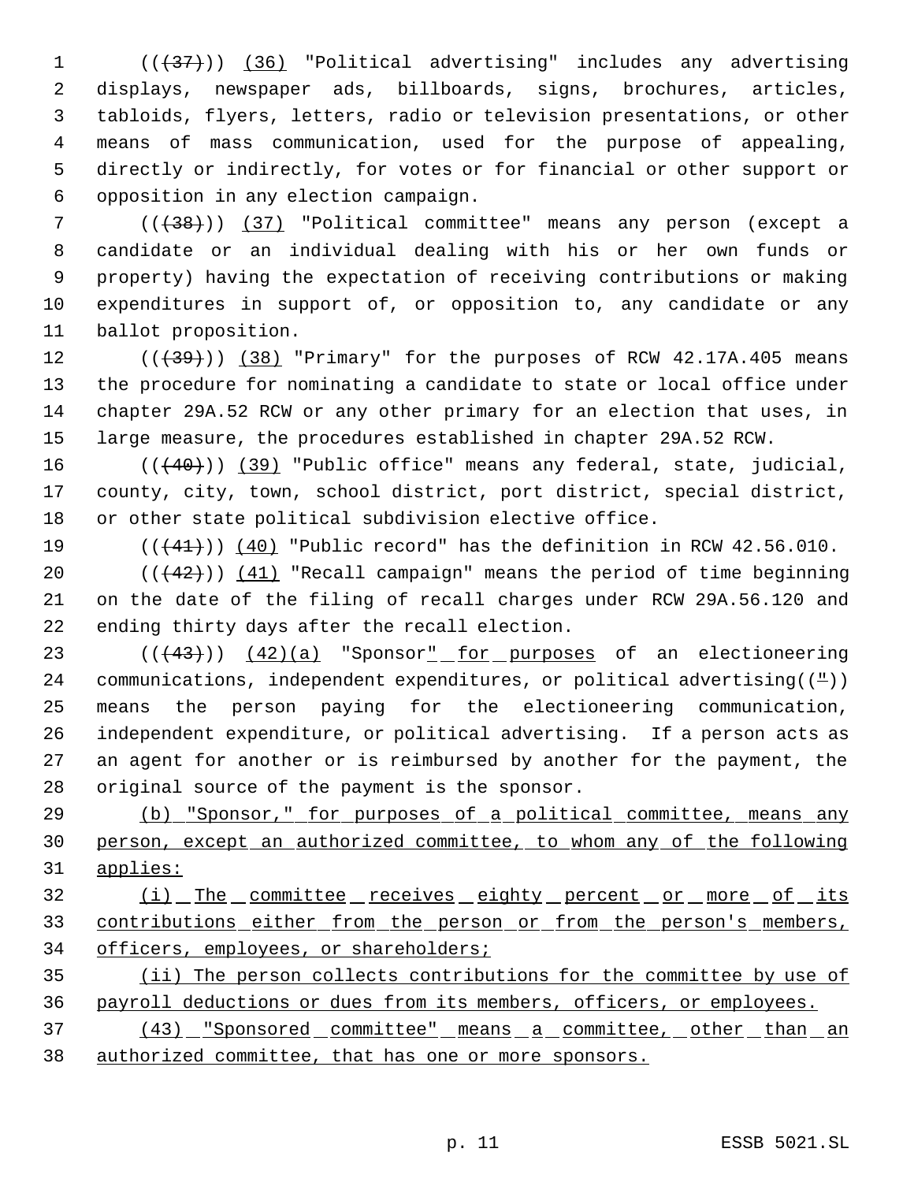((~~(37)~~)) (36) "Political advertising" includes any advertising displays, newspaper ads, billboards, signs, brochures, articles, tabloids, flyers, letters, radio or television presentations, or other means of mass communication, used for the purpose of appealing, directly or indirectly, for votes or for financial or other support or opposition in any election campaign.

((~~(38)~~)) (37) "Political committee" means any person (except a candidate or an individual dealing with his or her own funds or property) having the expectation of receiving contributions or making expenditures in support of, or opposition to, any candidate or any ballot proposition.

((~~(39)~~)) (38) "Primary" for the purposes of RCW 42.17A.405 means the procedure for nominating a candidate to state or local office under chapter 29A.52 RCW or any other primary for an election that uses, in large measure, the procedures established in chapter 29A.52 RCW.

((~~(40)~~)) (39) "Public office" means any federal, state, judicial, county, city, town, school district, port district, special district, or other state political subdivision elective office.

((~~(41)~~)) (40) "Public record" has the definition in RCW 42.56.010.

((~~(42)~~)) (41) "Recall campaign" means the period of time beginning on the date of the filing of recall charges under RCW 29A.56.120 and ending thirty days after the recall election.

((~~(43)~~)) (42)(a) "Sponsor" for purposes of an electioneering communications, independent expenditures, or political advertising((~~"~~)) means the person paying for the electioneering communication, independent expenditure, or political advertising. If a person acts as an agent for another or is reimbursed by another for the payment, the original source of the payment is the sponsor.

(b) "Sponsor," for purposes of a political committee, means any person, except an authorized committee, to whom any of the following applies:

(i) The committee receives eighty percent or more of its contributions either from the person or from the person's members, officers, employees, or shareholders;

(ii) The person collects contributions for the committee by use of payroll deductions or dues from its members, officers, or employees.

(43) "Sponsored committee" means a committee, other than an authorized committee, that has one or more sponsors.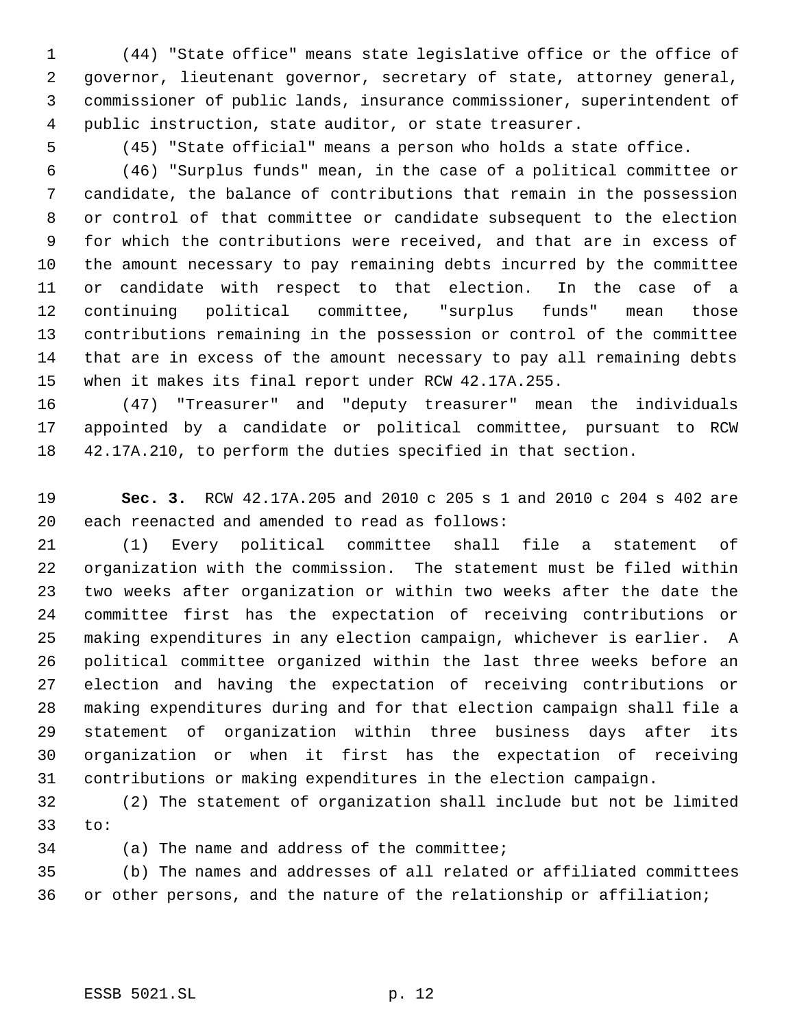(44) "State office" means state legislative office or the office of governor, lieutenant governor, secretary of state, attorney general, commissioner of public lands, insurance commissioner, superintendent of public instruction, state auditor, or state treasurer.

(45) "State official" means a person who holds a state office.

(46) "Surplus funds" mean, in the case of a political committee or candidate, the balance of contributions that remain in the possession or control of that committee or candidate subsequent to the election for which the contributions were received, and that are in excess of the amount necessary to pay remaining debts incurred by the committee or candidate with respect to that election. In the case of a continuing political committee, "surplus funds" mean those contributions remaining in the possession or control of the committee that are in excess of the amount necessary to pay all remaining debts when it makes its final report under RCW 42.17A.255.

(47) "Treasurer" and "deputy treasurer" mean the individuals appointed by a candidate or political committee, pursuant to RCW 42.17A.210, to perform the duties specified in that section.

**Sec. 3.** RCW 42.17A.205 and 2010 c 205 s 1 and 2010 c 204 s 402 are each reenacted and amended to read as follows:

(1) Every political committee shall file a statement of organization with the commission. The statement must be filed within two weeks after organization or within two weeks after the date the committee first has the expectation of receiving contributions or making expenditures in any election campaign, whichever is earlier. A political committee organized within the last three weeks before an election and having the expectation of receiving contributions or making expenditures during and for that election campaign shall file a statement of organization within three business days after its organization or when it first has the expectation of receiving contributions or making expenditures in the election campaign.

(2) The statement of organization shall include but not be limited to:

(a) The name and address of the committee;

(b) The names and addresses of all related or affiliated committees or other persons, and the nature of the relationship or affiliation;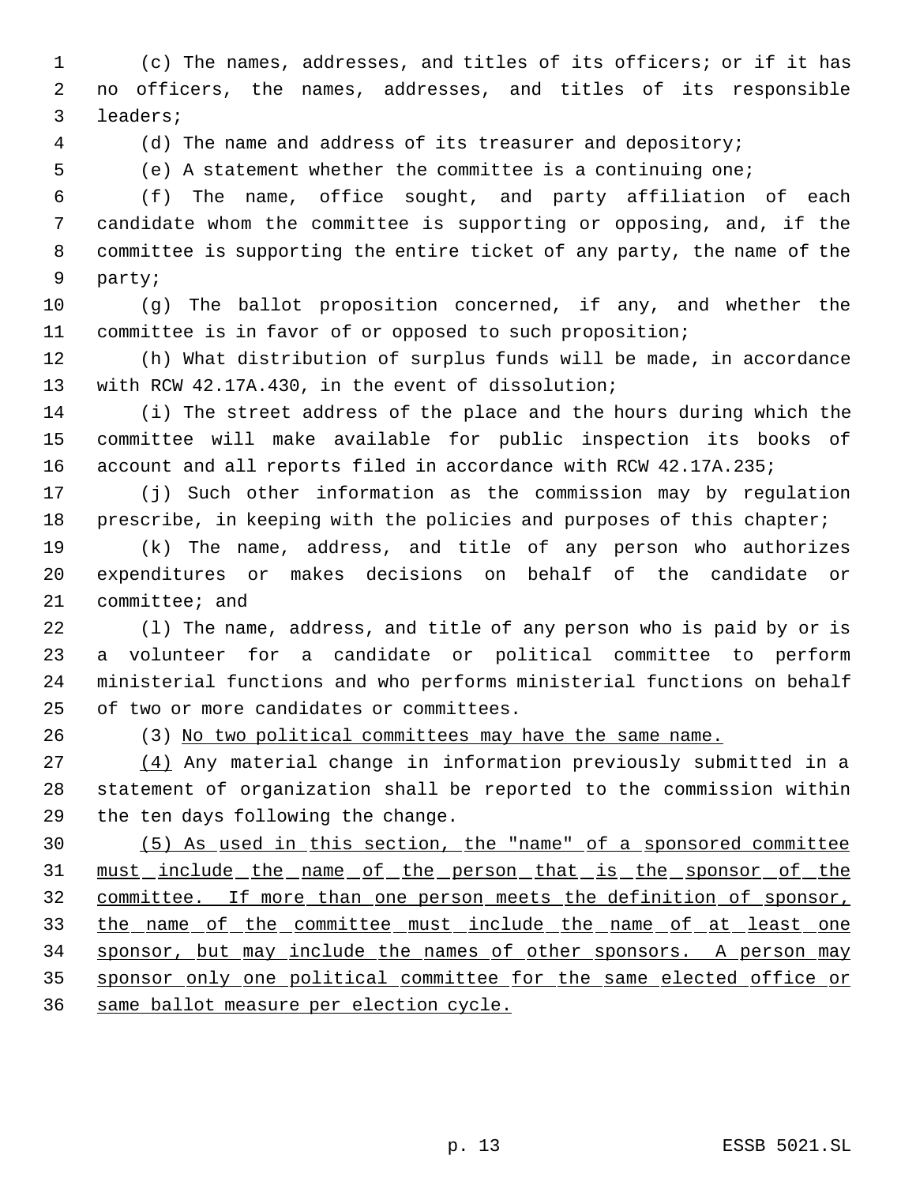(c) The names, addresses, and titles of its officers; or if it has no officers, the names, addresses, and titles of its responsible leaders;

(d) The name and address of its treasurer and depository;

(e) A statement whether the committee is a continuing one;

(f) The name, office sought, and party affiliation of each candidate whom the committee is supporting or opposing, and, if the committee is supporting the entire ticket of any party, the name of the party;

(g) The ballot proposition concerned, if any, and whether the committee is in favor of or opposed to such proposition;

(h) What distribution of surplus funds will be made, in accordance with RCW 42.17A.430, in the event of dissolution;

(i) The street address of the place and the hours during which the committee will make available for public inspection its books of account and all reports filed in accordance with RCW 42.17A.235;

(j) Such other information as the commission may by regulation prescribe, in keeping with the policies and purposes of this chapter;

(k) The name, address, and title of any person who authorizes expenditures or makes decisions on behalf of the candidate or committee; and

(l) The name, address, and title of any person who is paid by or is a volunteer for a candidate or political committee to perform ministerial functions and who performs ministerial functions on behalf of two or more candidates or committees.

(3) <u>No two political committees may have the same name.</u>

<u>(4)</u> Any material change in information previously submitted in a statement of organization shall be reported to the commission within the ten days following the change.

<u>(5) As used in this section, the "name" of a sponsored committee must include the name of the person that is the sponsor of the committee. If more than one person meets the definition of sponsor, the name of the committee must include the name of at least one sponsor, but may include the names of other sponsors. A person may sponsor only one political committee for the same elected office or same ballot measure per election cycle.</u>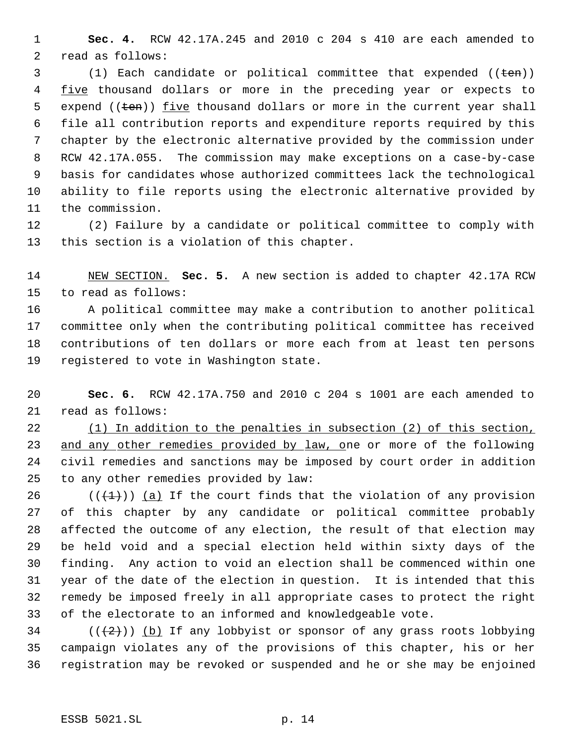**Sec. 4.** RCW 42.17A.245 and 2010 c 204 s 410 are each amended to read as follows:

(1) Each candidate or political committee that expended ((~~ten~~)) <u>five</u> thousand dollars or more in the preceding year or expects to expend ((~~ten~~)) <u>five</u> thousand dollars or more in the current year shall file all contribution reports and expenditure reports required by this chapter by the electronic alternative provided by the commission under RCW 42.17A.055. The commission may make exceptions on a case-by-case basis for candidates whose authorized committees lack the technological ability to file reports using the electronic alternative provided by the commission.

(2) Failure by a candidate or political committee to comply with this section is a violation of this chapter.

<u>NEW SECTION.</u> **Sec. 5.** A new section is added to chapter 42.17A RCW to read as follows:

A political committee may make a contribution to another political committee only when the contributing political committee has received contributions of ten dollars or more each from at least ten persons registered to vote in Washington state.

**Sec. 6.** RCW 42.17A.750 and 2010 c 204 s 1001 are each amended to read as follows:

<u>(1) In addition to the penalties in subsection (2) of this section, and any other remedies provided by law, o</u>ne or more of the following civil remedies and sanctions may be imposed by court order in addition to any other remedies provided by law:

((~~(1)~~)) <u>(a)</u> If the court finds that the violation of any provision of this chapter by any candidate or political committee probably affected the outcome of any election, the result of that election may be held void and a special election held within sixty days of the finding. Any action to void an election shall be commenced within one year of the date of the election in question. It is intended that this remedy be imposed freely in all appropriate cases to protect the right of the electorate to an informed and knowledgeable vote.

((~~(2)~~)) <u>(b)</u> If any lobbyist or sponsor of any grass roots lobbying campaign violates any of the provisions of this chapter, his or her registration may be revoked or suspended and he or she may be enjoined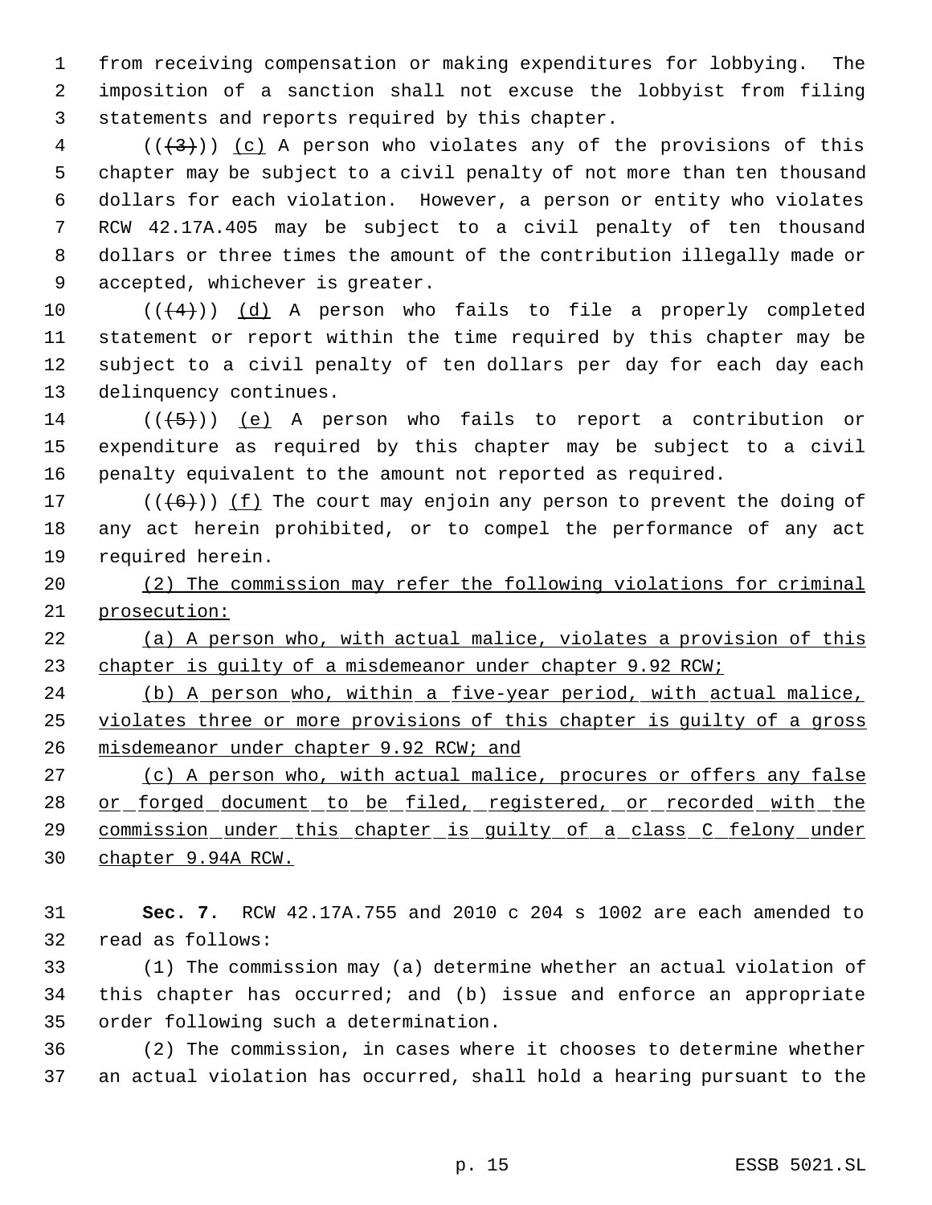from receiving compensation or making expenditures for lobbying. The imposition of a sanction shall not excuse the lobbyist from filing statements and reports required by this chapter.

((~~(3)~~)) <u>(c)</u> A person who violates any of the provisions of this chapter may be subject to a civil penalty of not more than ten thousand dollars for each violation. However, a person or entity who violates RCW 42.17A.405 may be subject to a civil penalty of ten thousand dollars or three times the amount of the contribution illegally made or accepted, whichever is greater.

((~~(4)~~)) <u>(d)</u> A person who fails to file a properly completed statement or report within the time required by this chapter may be subject to a civil penalty of ten dollars per day for each day each delinquency continues.

((~~(5)~~)) <u>(e)</u> A person who fails to report a contribution or expenditure as required by this chapter may be subject to a civil penalty equivalent to the amount not reported as required.

((~~(6)~~)) <u>(f)</u> The court may enjoin any person to prevent the doing of any act herein prohibited, or to compel the performance of any act required herein.

<u>(2) The commission may refer the following violations for criminal prosecution:</u>

<u>(a) A person who, with actual malice, violates a provision of this chapter is guilty of a misdemeanor under chapter 9.92 RCW;</u>

<u>(b) A person who, within a five-year period, with actual malice, violates three or more provisions of this chapter is guilty of a gross misdemeanor under chapter 9.92 RCW; and</u>

<u>(c) A person who, with actual malice, procures or offers any false or forged document to be filed, registered, or recorded with the commission under this chapter is guilty of a class C felony under chapter 9.94A RCW.</u>

**Sec. 7.** RCW 42.17A.755 and 2010 c 204 s 1002 are each amended to read as follows:

(1) The commission may (a) determine whether an actual violation of this chapter has occurred; and (b) issue and enforce an appropriate order following such a determination.

(2) The commission, in cases where it chooses to determine whether an actual violation has occurred, shall hold a hearing pursuant to the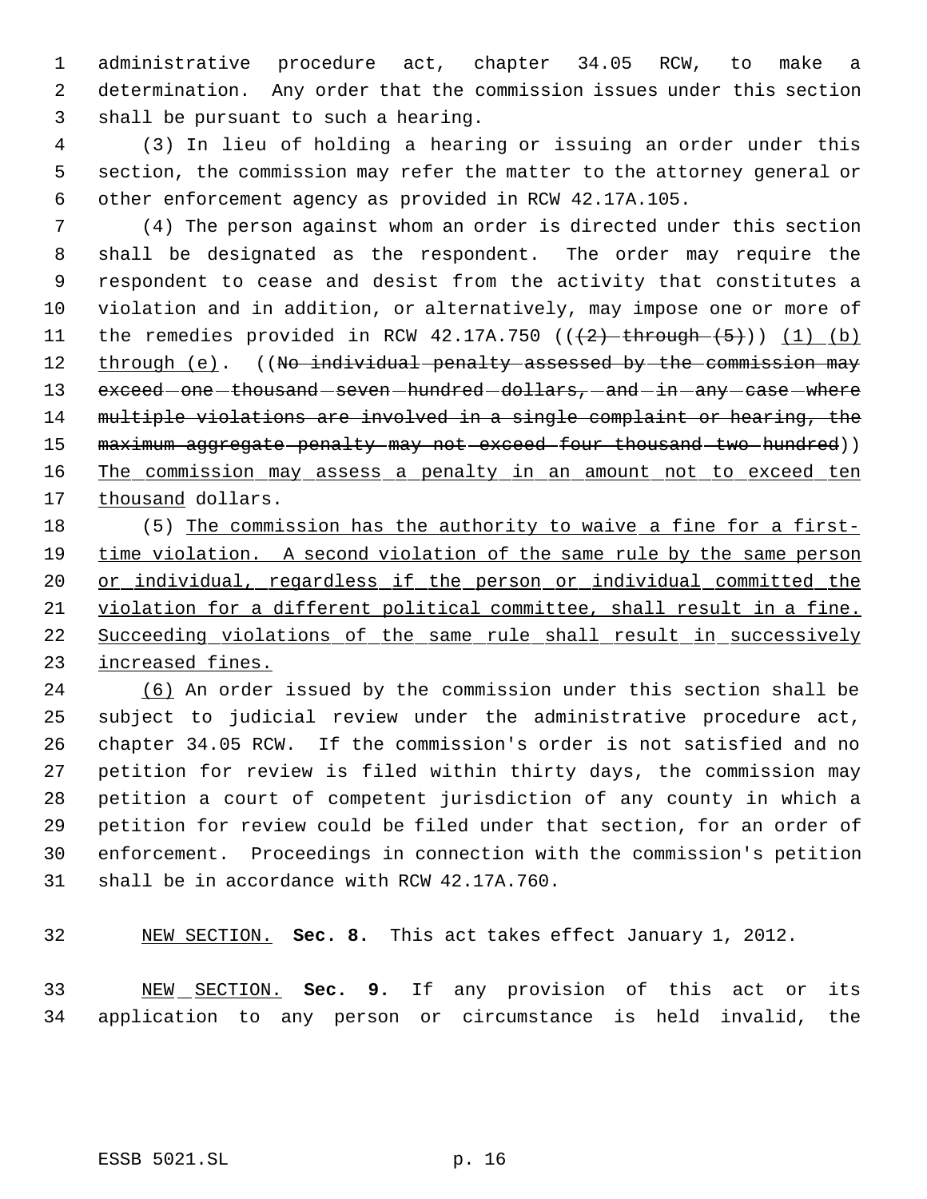administrative procedure act, chapter 34.05 RCW, to make a determination. Any order that the commission issues under this section shall be pursuant to such a hearing.

(3) In lieu of holding a hearing or issuing an order under this section, the commission may refer the matter to the attorney general or other enforcement agency as provided in RCW 42.17A.105.

(4) The person against whom an order is directed under this section shall be designated as the respondent. The order may require the respondent to cease and desist from the activity that constitutes a violation and in addition, or alternatively, may impose one or more of the remedies provided in RCW 42.17A.750 ((~~(2) through (5)~~)) <u>(1) (b) through (e)</u>. ((~~No individual penalty assessed by the commission may exceed one thousand seven hundred dollars, and in any case where multiple violations are involved in a single complaint or hearing, the maximum aggregate penalty may not exceed four thousand two hundred~~)) <u>The commission may assess a penalty in an amount not to exceed ten thousand</u> dollars.

(5) <u>The commission has the authority to waive a fine for a first-time violation. A second violation of the same rule by the same person or individual, regardless if the person or individual committed the violation for a different political committee, shall result in a fine. Succeeding violations of the same rule shall result in successively increased fines.</u>

<u>(6)</u> An order issued by the commission under this section shall be subject to judicial review under the administrative procedure act, chapter 34.05 RCW. If the commission's order is not satisfied and no petition for review is filed within thirty days, the commission may petition a court of competent jurisdiction of any county in which a petition for review could be filed under that section, for an order of enforcement. Proceedings in connection with the commission's petition shall be in accordance with RCW 42.17A.760.

<u>NEW SECTION.</u> **Sec. 8.** This act takes effect January 1, 2012.

<u>NEW SECTION.</u> **Sec. 9.** If any provision of this act or its application to any person or circumstance is held invalid, the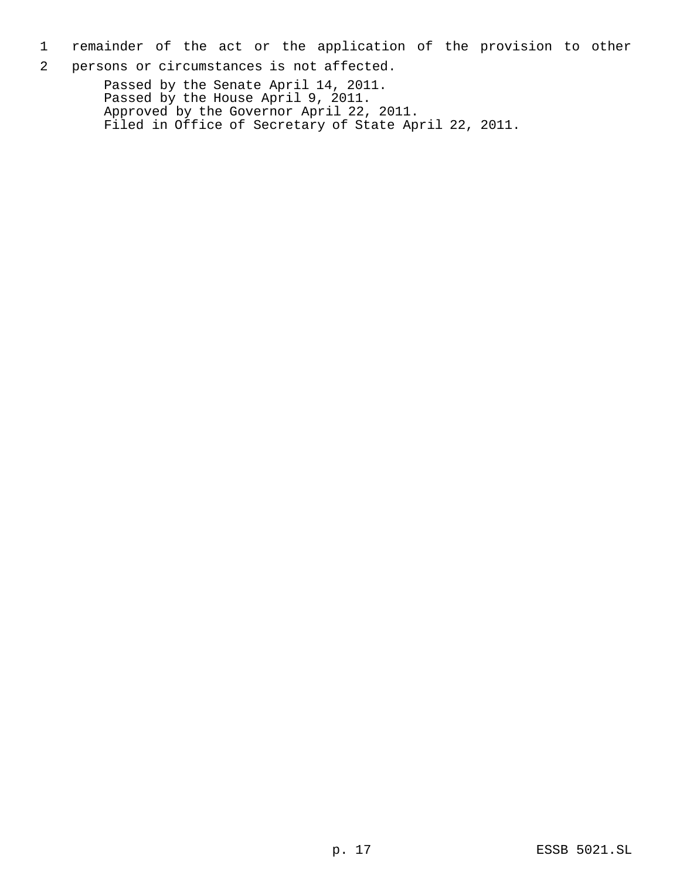remainder of the act or the application of the provision to other persons or circumstances is not affected.

Passed by the Senate April 14, 2011.
Passed by the House April 9, 2011.
Approved by the Governor April 22, 2011.
Filed in Office of Secretary of State April 22, 2011.